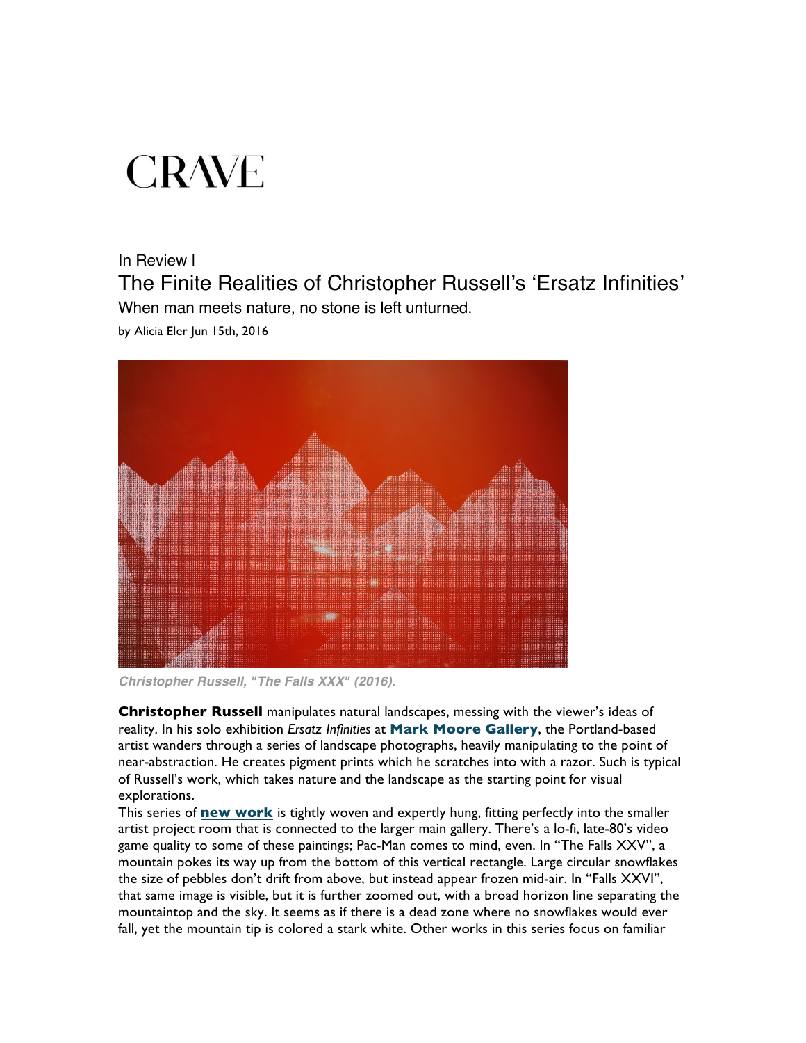# CRAVE

In Review |

## The Finite Realities of Christopher Russell's 'Ersatz Infinities'

When man meets nature, no stone is left unturned.

by Alicia Eler Jun 15th, 2016

*Christopher Russell, "The Falls XXX" (2016).*

**Christopher Russell** manipulates natural landscapes, messing with the viewer's ideas of reality. In his solo exhibition *Ersatz Infinities* at **Mark Moore Gallery**, the Portland-based artist wanders through a series of landscape photographs, heavily manipulating to the point of near-abstraction. He creates pigment prints which he scratches into with a razor. Such is typical of Russell's work, which takes nature and the landscape as the starting point for visual explorations.

This series of **new work** is tightly woven and expertly hung, fitting perfectly into the smaller artist project room that is connected to the larger main gallery. There's a lo-fi, late-80's video game quality to some of these paintings; Pac-Man comes to mind, even. In "The Falls XXV", a mountain pokes its way up from the bottom of this vertical rectangle. Large circular snowflakes the size of pebbles don't drift from above, but instead appear frozen mid-air. In "Falls XXVI", that same image is visible, but it is further zoomed out, with a broad horizon line separating the mountaintop and the sky. It seems as if there is a dead zone where no snowflakes would ever fall, yet the mountain tip is colored a stark white. Other works in this series focus on familiar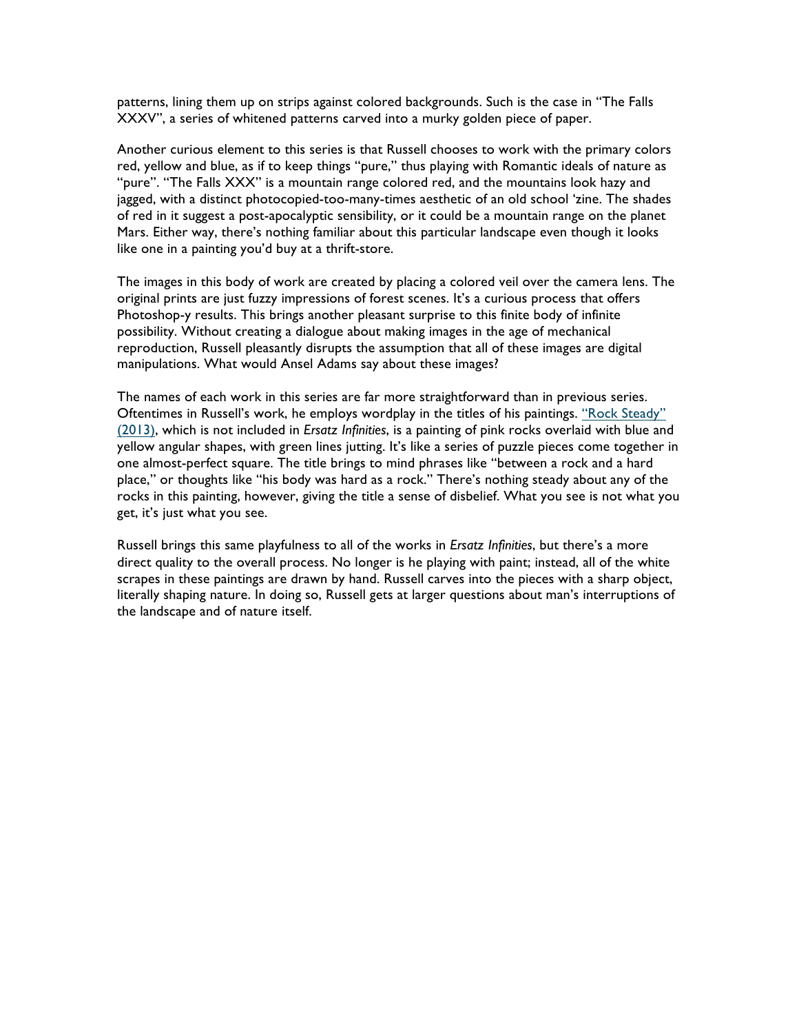patterns, lining them up on strips against colored backgrounds. Such is the case in "The Falls XXXV", a series of whitened patterns carved into a murky golden piece of paper.

Another curious element to this series is that Russell chooses to work with the primary colors red, yellow and blue, as if to keep things "pure," thus playing with Romantic ideals of nature as "pure". "The Falls XXX" is a mountain range colored red, and the mountains look hazy and jagged, with a distinct photocopied-too-many-times aesthetic of an old school 'zine. The shades of red in it suggest a post-apocalyptic sensibility, or it could be a mountain range on the planet Mars. Either way, there's nothing familiar about this particular landscape even though it looks like one in a painting you'd buy at a thrift-store.

The images in this body of work are created by placing a colored veil over the camera lens. The original prints are just fuzzy impressions of forest scenes. It's a curious process that offers Photoshop-y results. This brings another pleasant surprise to this finite body of infinite possibility. Without creating a dialogue about making images in the age of mechanical reproduction, Russell pleasantly disrupts the assumption that all of these images are digital manipulations. What would Ansel Adams say about these images?

The names of each work in this series are far more straightforward than in previous series. Oftentimes in Russell's work, he employs wordplay in the titles of his paintings. "Rock Steady" (2013), which is not included in *Ersatz Infinities*, is a painting of pink rocks overlaid with blue and yellow angular shapes, with green lines jutting. It's like a series of puzzle pieces come together in one almost-perfect square. The title brings to mind phrases like "between a rock and a hard place," or thoughts like "his body was hard as a rock." There's nothing steady about any of the rocks in this painting, however, giving the title a sense of disbelief. What you see is not what you get, it's just what you see.

Russell brings this same playfulness to all of the works in *Ersatz Infinities*, but there's a more direct quality to the overall process. No longer is he playing with paint; instead, all of the white scrapes in these paintings are drawn by hand. Russell carves into the pieces with a sharp object, literally shaping nature. In doing so, Russell gets at larger questions about man's interruptions of the landscape and of nature itself.